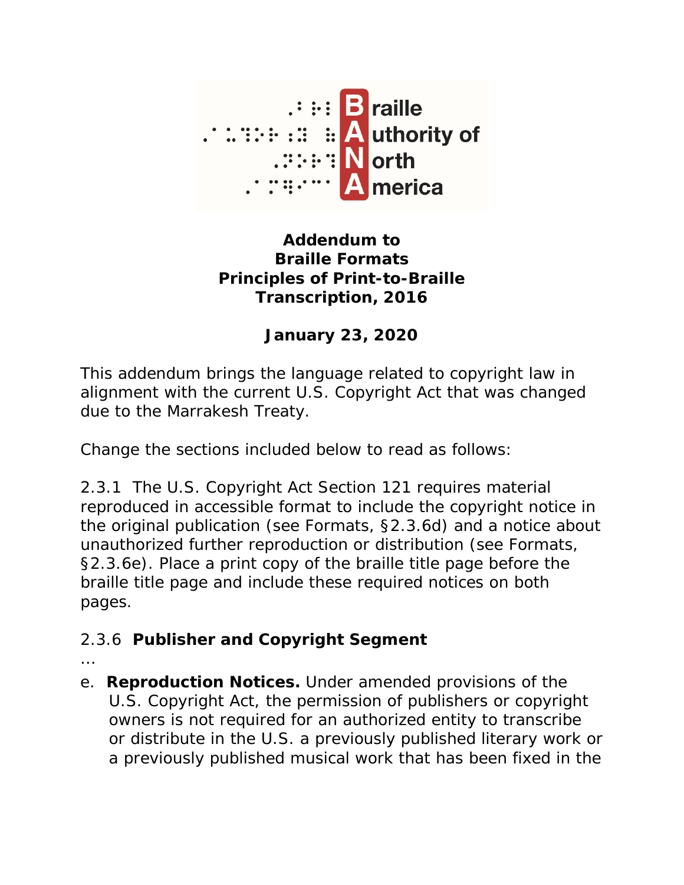**Braille Authority of North America**

# Addendum to Braille Formats Principles of Print-to-Braille Transcription, 2016

**January 23, 2020**

This addendum brings the language related to copyright law in alignment with the current U.S. Copyright Act that was changed due to the Marrakesh Treaty.

Change the sections included below to read as follows:

2.3.1 The U.S. Copyright Act Section 121 requires material reproduced in accessible format to include the copyright notice in the original publication (see Formats, §2.3.6d) and a notice about unauthorized further reproduction or distribution (see Formats, §2.3.6e). Place a print copy of the braille title page before the braille title page and include these required notices on both pages.

2.3.6 **Publisher and Copyright Segment**

…

e. **Reproduction Notices.** Under amended provisions of the U.S. Copyright Act, the permission of publishers or copyright owners is not required for an authorized entity to transcribe or distribute in the U.S. a previously published literary work or a previously published musical work that has been fixed in the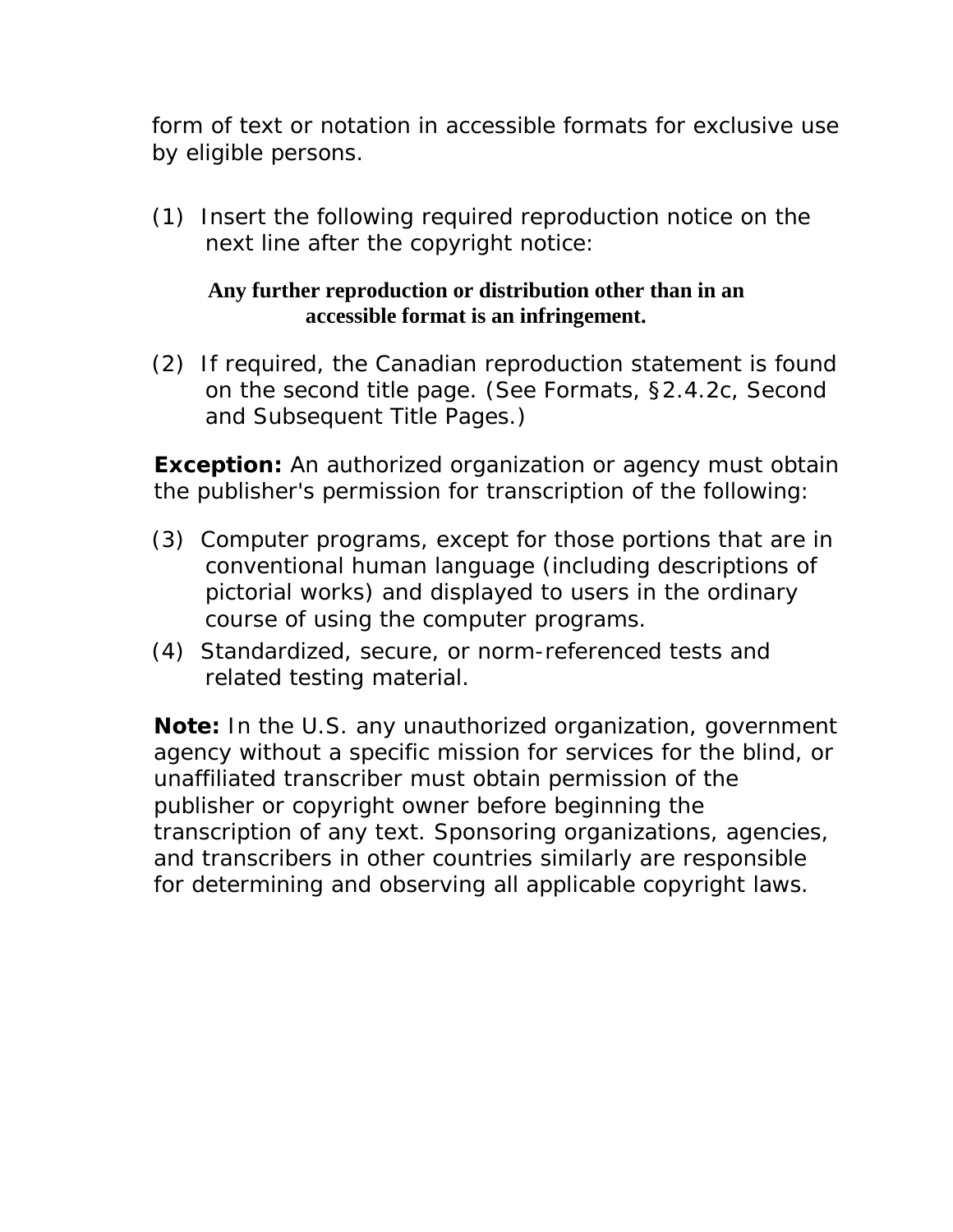form of text or notation in accessible formats for exclusive use by eligible persons.

(1) Insert the following required reproduction notice on the next line after the copyright notice:

**Any further reproduction or distribution other than in an accessible format is an infringement.**

(2) If required, the Canadian reproduction statement is found on the second title page. (See Formats, §2.4.2c, Second and Subsequent Title Pages.)

**Exception:** An authorized organization or agency must obtain the publisher's permission for transcription of the following:

(3) Computer programs, except for those portions that are in conventional human language (including descriptions of pictorial works) and displayed to users in the ordinary course of using the computer programs.

(4) Standardized, secure, or norm-referenced tests and related testing material.

**Note:** In the U.S. any unauthorized organization, government agency without a specific mission for services for the blind, or unaffiliated transcriber must obtain permission of the publisher or copyright owner before beginning the transcription of any text. Sponsoring organizations, agencies, and transcribers in other countries similarly are responsible for determining and observing all applicable copyright laws.